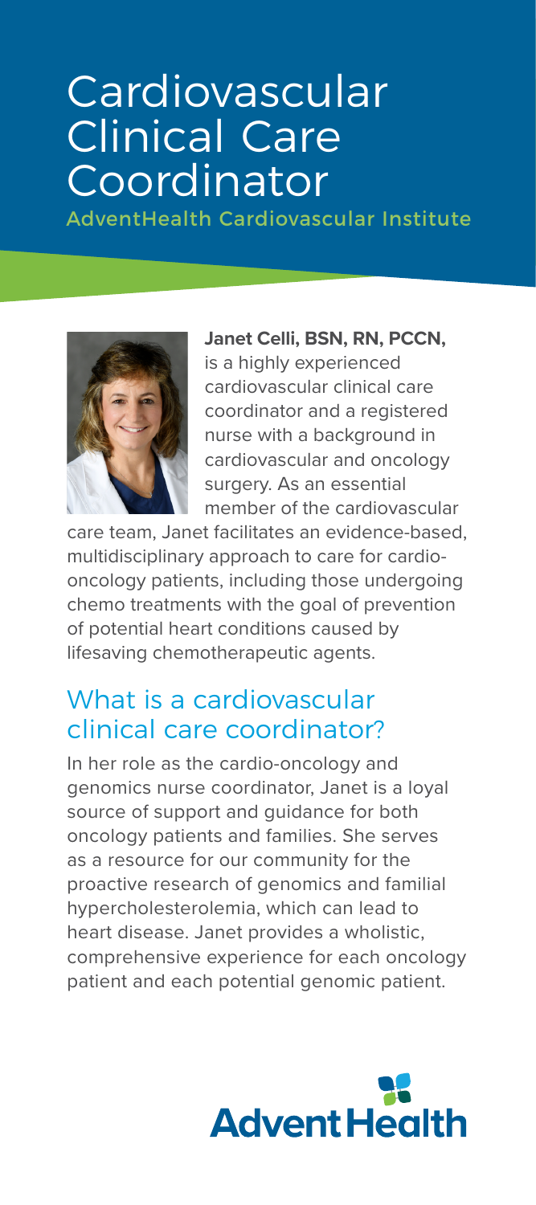# Cardiovascular Clinical Care Coordinator

AdventHealth Cardiovascular Institute

**Janet Celli, BSN, RN, PCCN,** is a highly experienced cardiovascular clinical care coordinator and a registered nurse with a background in cardiovascular and oncology surgery. As an essential member of the cardiovascular care team, Janet facilitates an evidence-based, multidisciplinary approach to care for cardio-oncology patients, including those undergoing chemo treatments with the goal of prevention of potential heart conditions caused by lifesaving chemotherapeutic agents.

## What is a cardiovascular clinical care coordinator?

In her role as the cardio-oncology and genomics nurse coordinator, Janet is a loyal source of support and guidance for both oncology patients and families. She serves as a resource for our community for the proactive research of genomics and familial hypercholesterolemia, which can lead to heart disease. Janet provides a wholistic, comprehensive experience for each oncology patient and each potential genomic patient.

AdventHealth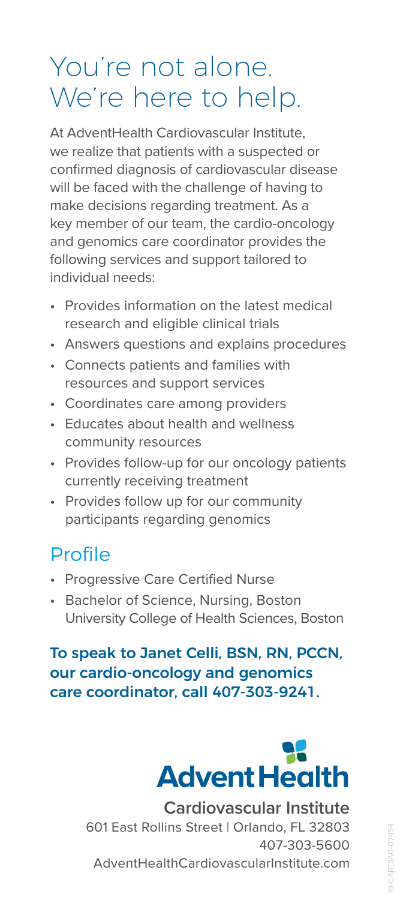# You're not alone. We're here to help.

At AdventHealth Cardiovascular Institute, we realize that patients with a suspected or confirmed diagnosis of cardiovascular disease will be faced with the challenge of having to make decisions regarding treatment. As a key member of our team, the cardio-oncology and genomics care coordinator provides the following services and support tailored to individual needs:

- Provides information on the latest medical research and eligible clinical trials
- Answers questions and explains procedures
- Connects patients and families with resources and support services
- Coordinates care among providers
- Educates about health and wellness community resources
- Provides follow-up for our oncology patients currently receiving treatment
- Provides follow up for our community participants regarding genomics

## Profile

- Progressive Care Certified Nurse
- Bachelor of Science, Nursing, Boston University College of Health Sciences, Boston

**To speak to Janet Celli, BSN, RN, PCCN, our cardio-oncology and genomics care coordinator, call 407-303-9241.**

**AdventHealth**

**Cardiovascular Institute**
601 East Rollins Street | Orlando, FL 32803
407-303-5600
AdventHealthCardiovascularInstitute.com

19-CARDIAC-07454